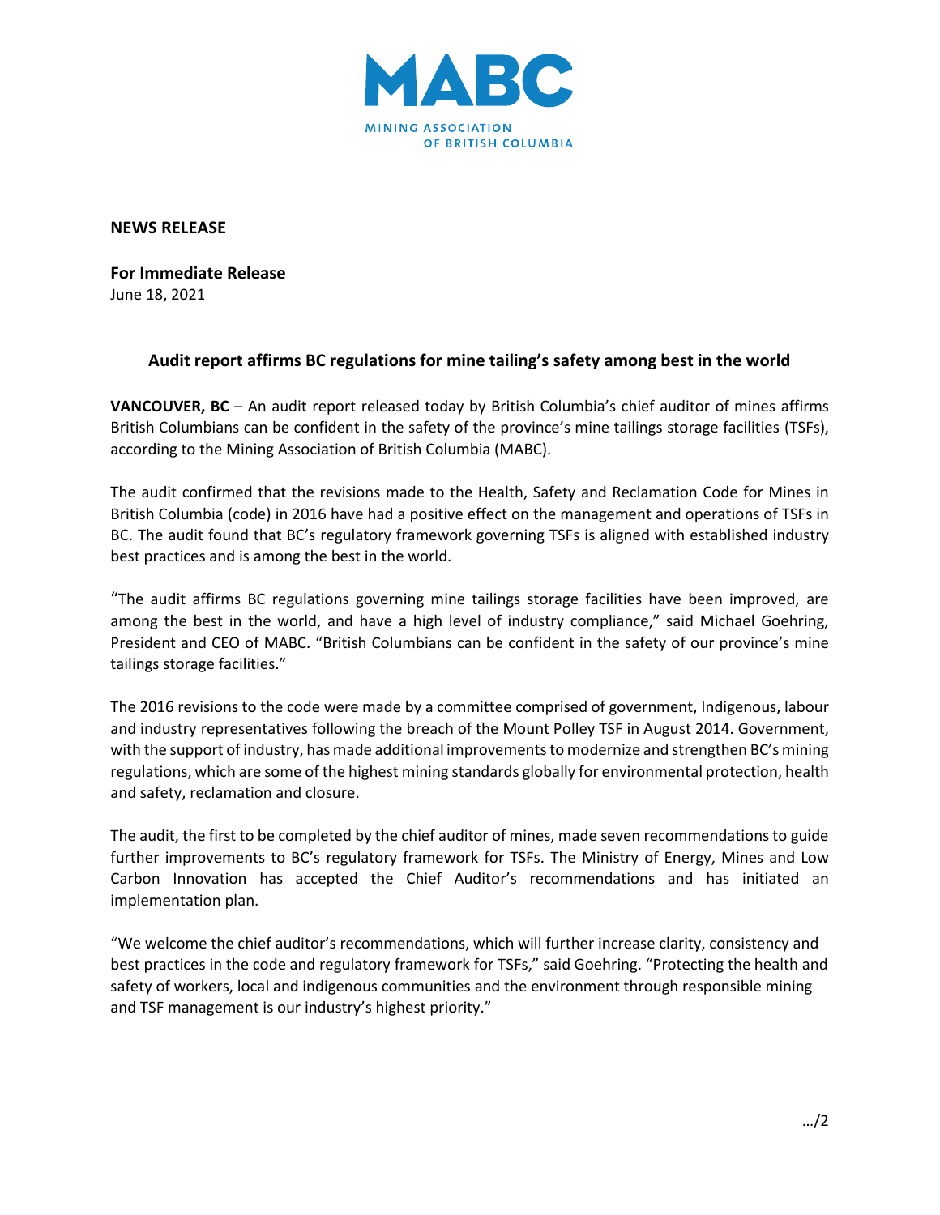MABC

MINING ASSOCIATION OF BRITISH COLUMBIA

**NEWS RELEASE**

**For Immediate Release**
June 18, 2021

## Audit report affirms BC regulations for mine tailing's safety among best in the world

**VANCOUVER, BC** – An audit report released today by British Columbia's chief auditor of mines affirms British Columbians can be confident in the safety of the province's mine tailings storage facilities (TSFs), according to the Mining Association of British Columbia (MABC).

The audit confirmed that the revisions made to the Health, Safety and Reclamation Code for Mines in British Columbia (code) in 2016 have had a positive effect on the management and operations of TSFs in BC. The audit found that BC's regulatory framework governing TSFs is aligned with established industry best practices and is among the best in the world.

"The audit affirms BC regulations governing mine tailings storage facilities have been improved, are among the best in the world, and have a high level of industry compliance," said Michael Goehring, President and CEO of MABC. "British Columbians can be confident in the safety of our province's mine tailings storage facilities."

The 2016 revisions to the code were made by a committee comprised of government, Indigenous, labour and industry representatives following the breach of the Mount Polley TSF in August 2014. Government, with the support of industry, has made additional improvements to modernize and strengthen BC's mining regulations, which are some of the highest mining standards globally for environmental protection, health and safety, reclamation and closure.

The audit, the first to be completed by the chief auditor of mines, made seven recommendations to guide further improvements to BC's regulatory framework for TSFs. The Ministry of Energy, Mines and Low Carbon Innovation has accepted the Chief Auditor's recommendations and has initiated an implementation plan.

"We welcome the chief auditor's recommendations, which will further increase clarity, consistency and best practices in the code and regulatory framework for TSFs," said Goehring. "Protecting the health and safety of workers, local and indigenous communities and the environment through responsible mining and TSF management is our industry's highest priority."

…/2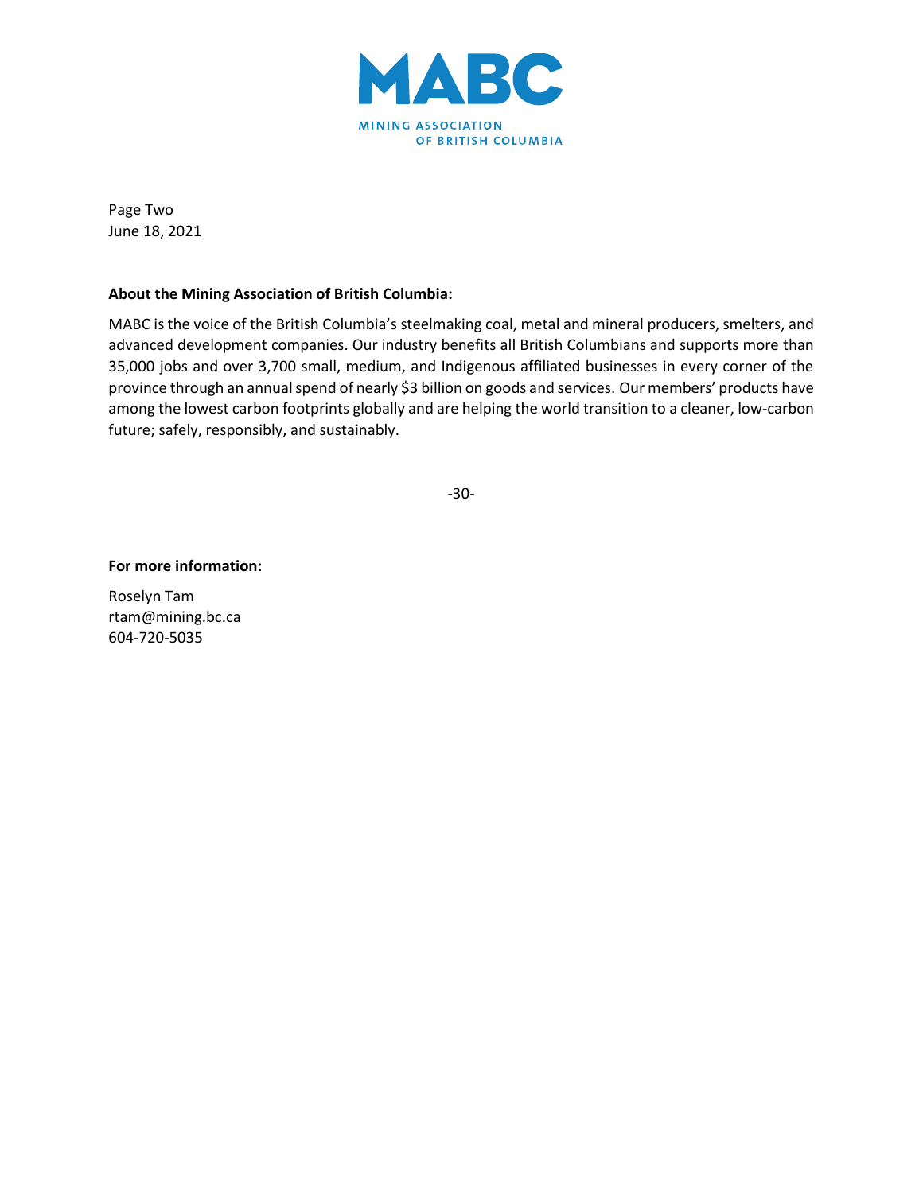Page Two
June 18, 2021

**About the Mining Association of British Columbia:**

MABC is the voice of the British Columbia's steelmaking coal, metal and mineral producers, smelters, and advanced development companies. Our industry benefits all British Columbians and supports more than 35,000 jobs and over 3,700 small, medium, and Indigenous affiliated businesses in every corner of the province through an annual spend of nearly $3 billion on goods and services. Our members' products have among the lowest carbon footprints globally and are helping the world transition to a cleaner, low-carbon future; safely, responsibly, and sustainably.

-30-

**For more information:**

Roselyn Tam
rtam@mining.bc.ca
604-720-5035